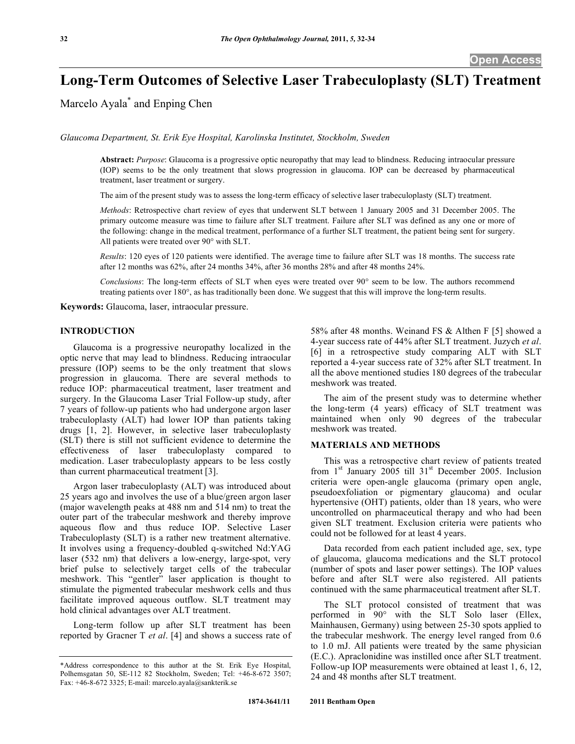# Long-Term Outcomes of Selective Laser Trabeculoplasty (SLT) Treatment

Marcelo Ayala* and Enping Chen

*Glaucoma Department, St. Erik Eye Hospital, Karolinska Institutet, Stockholm, Sweden*

**Abstract:** *Purpose*: Glaucoma is a progressive optic neuropathy that may lead to blindness. Reducing intraocular pressure (IOP) seems to be the only treatment that slows progression in glaucoma. IOP can be decreased by pharmaceutical treatment, laser treatment or surgery.

The aim of the present study was to assess the long-term efficacy of selective laser trabeculoplasty (SLT) treatment.

*Methods*: Retrospective chart review of eyes that underwent SLT between 1 January 2005 and 31 December 2005. The primary outcome measure was time to failure after SLT treatment. Failure after SLT was defined as any one or more of the following: change in the medical treatment, performance of a further SLT treatment, the patient being sent for surgery. All patients were treated over 90° with SLT.

*Results*: 120 eyes of 120 patients were identified. The average time to failure after SLT was 18 months. The success rate after 12 months was 62%, after 24 months 34%, after 36 months 28% and after 48 months 24%.

*Conclusions*: The long-term effects of SLT when eyes were treated over 90° seem to be low. The authors recommend treating patients over 180°, as has traditionally been done. We suggest that this will improve the long-term results.

**Keywords:** Glaucoma, laser, intraocular pressure.

## INTRODUCTION

Glaucoma is a progressive neuropathy localized in the optic nerve that may lead to blindness. Reducing intraocular pressure (IOP) seems to be the only treatment that slows progression in glaucoma. There are several methods to reduce IOP: pharmaceutical treatment, laser treatment and surgery. In the Glaucoma Laser Trial Follow-up study, after 7 years of follow-up patients who had undergone argon laser trabeculoplasty (ALT) had lower IOP than patients taking drugs [1, 2]. However, in selective laser trabeculoplasty (SLT) there is still not sufficient evidence to determine the effectiveness of laser trabeculoplasty compared to medication. Laser trabeculoplasty appears to be less costly than current pharmaceutical treatment [3].

Argon laser trabeculoplasty (ALT) was introduced about 25 years ago and involves the use of a blue/green argon laser (major wavelength peaks at 488 nm and 514 nm) to treat the outer part of the trabecular meshwork and thereby improve aqueous flow and thus reduce IOP. Selective Laser Trabeculoplasty (SLT) is a rather new treatment alternative. It involves using a frequency-doubled q-switched Nd:YAG laser (532 nm) that delivers a low-energy, large-spot, very brief pulse to selectively target cells of the trabecular meshwork. This "gentler" laser application is thought to stimulate the pigmented trabecular meshwork cells and thus facilitate improved aqueous outflow. SLT treatment may hold clinical advantages over ALT treatment.

Long-term follow up after SLT treatment has been reported by Gracner T *et al*. [4] and shows a success rate of 58% after 48 months. Weinand FS & Althen F [5] showed a 4-year success rate of 44% after SLT treatment. Juzych *et al*. [6] in a retrospective study comparing ALT with SLT reported a 4-year success rate of 32% after SLT treatment. In all the above mentioned studies 180 degrees of the trabecular meshwork was treated.

The aim of the present study was to determine whether the long-term (4 years) efficacy of SLT treatment was maintained when only 90 degrees of the trabecular meshwork was treated.

## MATERIALS AND METHODS

This was a retrospective chart review of patients treated from 1st January 2005 till 31st December 2005. Inclusion criteria were open-angle glaucoma (primary open angle, pseudoexfoliation or pigmentary glaucoma) and ocular hypertensive (OHT) patients, older than 18 years, who were uncontrolled on pharmaceutical therapy and who had been given SLT treatment. Exclusion criteria were patients who could not be followed for at least 4 years.

Data recorded from each patient included age, sex, type of glaucoma, glaucoma medications and the SLT protocol (number of spots and laser power settings). The IOP values before and after SLT were also registered. All patients continued with the same pharmaceutical treatment after SLT.

The SLT protocol consisted of treatment that was performed in 90° with the SLT Solo laser (Ellex, Mainhausen, Germany) using between 25-30 spots applied to the trabecular meshwork. The energy level ranged from 0.6 to 1.0 mJ. All patients were treated by the same physician (E.C.). Apraclonidine was instilled once after SLT treatment. Follow-up IOP measurements were obtained at least 1, 6, 12, 24 and 48 months after SLT treatment.

*Address correspondence to this author at the St. Erik Eye Hospital, Polhemsgatan 50, SE-112 82 Stockholm, Sweden; Tel: +46-8-672 3507; Fax: +46-8-672 3325; E-mail: marcelo.ayala@sankterik.se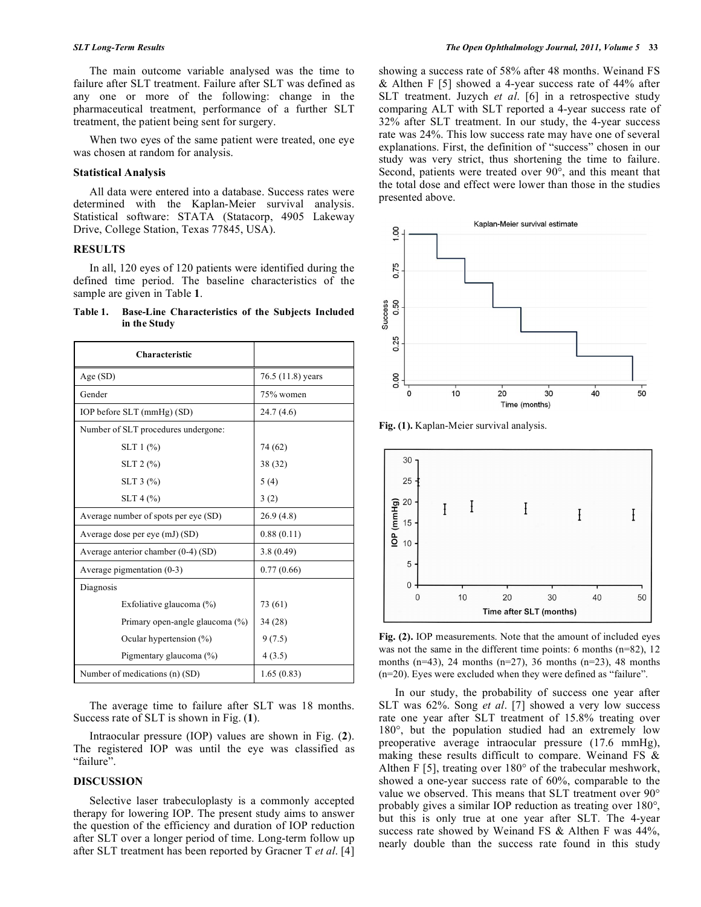The main outcome variable analysed was the time to failure after SLT treatment. Failure after SLT was defined as any one or more of the following: change in the pharmaceutical treatment, performance of a further SLT treatment, the patient being sent for surgery.

When two eyes of the same patient were treated, one eye was chosen at random for analysis.

### Statistical Analysis

All data were entered into a database. Success rates were determined with the Kaplan-Meier survival analysis. Statistical software: STATA (Statacorp, 4905 Lakeway Drive, College Station, Texas 77845, USA).

## RESULTS

In all, 120 eyes of 120 patients were identified during the defined time period. The baseline characteristics of the sample are given in Table **1**.

**Table 1. Base-Line Characteristics of the Subjects Included in the Study**

| Characteristic | |
|---|---|
| Age (SD) | 76.5 (11.8) years |
| Gender | 75% women |
| IOP before SLT (mmHg) (SD) | 24.7 (4.6) |
| Number of SLT procedures undergone: | |
| SLT 1 (%) | 74 (62) |
| SLT 2 (%) | 38 (32) |
| SLT 3 (%) | 5 (4) |
| SLT 4 (%) | 3 (2) |
| Average number of spots per eye (SD) | 26.9 (4.8) |
| Average dose per eye (mJ) (SD) | 0.88 (0.11) |
| Average anterior chamber (0-4) (SD) | 3.8 (0.49) |
| Average pigmentation (0-3) | 0.77 (0.66) |
| Diagnosis | |
| Exfoliative glaucoma (%) | 73 (61) |
| Primary open-angle glaucoma (%) | 34 (28) |
| Ocular hypertension (%) | 9 (7.5) |
| Pigmentary glaucoma (%) | 4 (3.5) |
| Number of medications (n) (SD) | 1.65 (0.83) |

The average time to failure after SLT was 18 months. Success rate of SLT is shown in Fig. (**1**).

Intraocular pressure (IOP) values are shown in Fig. (**2**). The registered IOP was until the eye was classified as "failure".

## DISCUSSION

Selective laser trabeculoplasty is a commonly accepted therapy for lowering IOP. The present study aims to answer the question of the efficiency and duration of IOP reduction after SLT over a longer period of time. Long-term follow up after SLT treatment has been reported by Gracner T *et al*. [4] showing a success rate of 58% after 48 months. Weinand FS & Althen F [5] showed a 4-year success rate of 44% after SLT treatment. Juzych *et al*. [6] in a retrospective study comparing ALT with SLT reported a 4-year success rate of 32% after SLT treatment. In our study, the 4-year success rate was 24%. This low success rate may have one of several explanations. First, the definition of "success" chosen in our study was very strict, thus shortening the time to failure. Second, patients were treated over 90°, and this meant that the total dose and effect were lower than those in the studies presented above.

**Fig. (1).** Kaplan-Meier survival analysis.

**Fig. (2).** IOP measurements. Note that the amount of included eyes was not the same in the different time points: 6 months (n=82), 12 months (n=43), 24 months (n=27), 36 months (n=23), 48 months (n=20). Eyes were excluded when they were defined as "failure".

In our study, the probability of success one year after SLT was 62%. Song *et al*. [7] showed a very low success rate one year after SLT treatment of 15.8% treating over 180°, but the population studied had an extremely low preoperative average intraocular pressure (17.6 mmHg), making these results difficult to compare. Weinand FS & Althen F [5], treating over 180° of the trabecular meshwork, showed a one-year success rate of 60%, comparable to the value we observed. This means that SLT treatment over 90° probably gives a similar IOP reduction as treating over 180°, but this is only true at one year after SLT. The 4-year success rate showed by Weinand FS & Althen F was 44%, nearly double than the success rate found in this study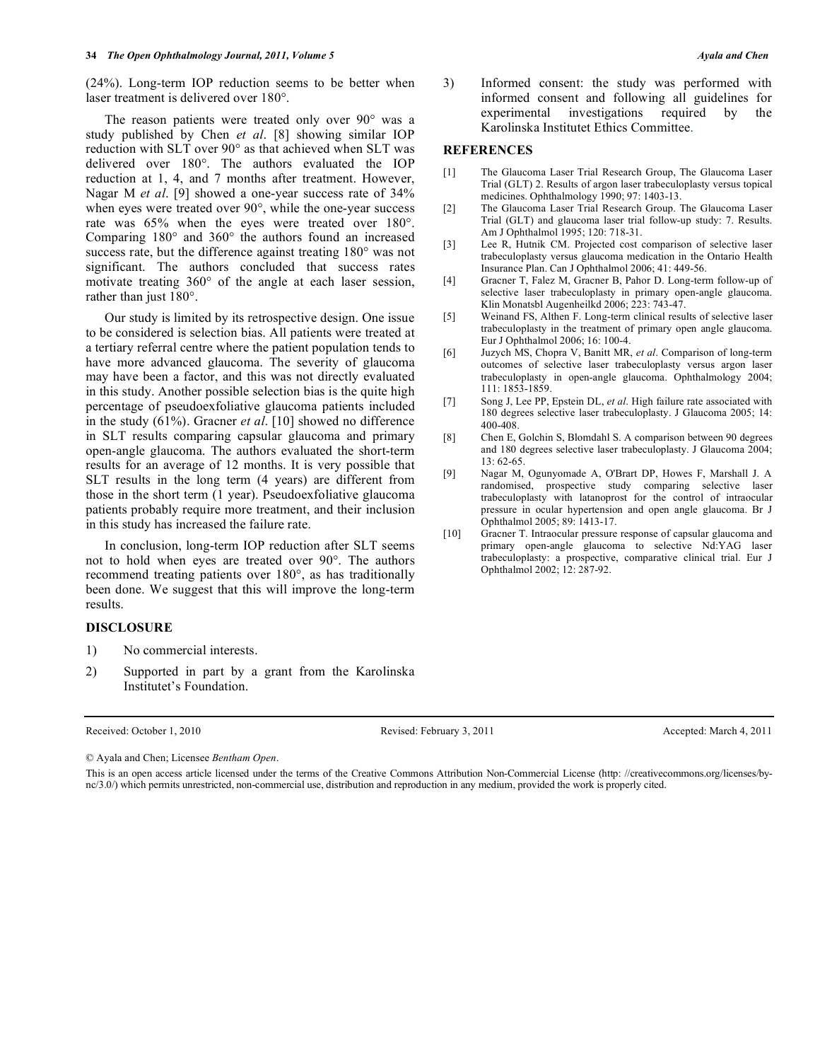(24%). Long-term IOP reduction seems to be better when laser treatment is delivered over 180°.

The reason patients were treated only over 90° was a study published by Chen *et al*. [8] showing similar IOP reduction with SLT over 90° as that achieved when SLT was delivered over 180°. The authors evaluated the IOP reduction at 1, 4, and 7 months after treatment. However, Nagar M *et al*. [9] showed a one-year success rate of 34% when eyes were treated over 90°, while the one-year success rate was 65% when the eyes were treated over 180°. Comparing 180° and 360° the authors found an increased success rate, but the difference against treating 180° was not significant. The authors concluded that success rates motivate treating 360° of the angle at each laser session, rather than just 180°.

Our study is limited by its retrospective design. One issue to be considered is selection bias. All patients were treated at a tertiary referral centre where the patient population tends to have more advanced glaucoma. The severity of glaucoma may have been a factor, and this was not directly evaluated in this study. Another possible selection bias is the quite high percentage of pseudoexfoliative glaucoma patients included in the study (61%). Gracner *et al*. [10] showed no difference in SLT results comparing capsular glaucoma and primary open-angle glaucoma. The authors evaluated the short-term results for an average of 12 months. It is very possible that SLT results in the long term (4 years) are different from those in the short term (1 year). Pseudoexfoliative glaucoma patients probably require more treatment, and their inclusion in this study has increased the failure rate.

In conclusion, long-term IOP reduction after SLT seems not to hold when eyes are treated over 90°. The authors recommend treating patients over 180°, as has traditionally been done. We suggest that this will improve the long-term results.

## DISCLOSURE

1) No commercial interests.
2) Supported in part by a grant from the Karolinska Institutet's Foundation.
3) Informed consent: the study was performed with informed consent and following all guidelines for experimental investigations required by the Karolinska Institutet Ethics Committee.

## REFERENCES

[1] The Glaucoma Laser Trial Research Group, The Glaucoma Laser Trial (GLT) 2. Results of argon laser trabeculoplasty versus topical medicines. Ophthalmology 1990; 97: 1403-13.

[2] The Glaucoma Laser Trial Research Group. The Glaucoma Laser Trial (GLT) and glaucoma laser trial follow-up study: 7. Results. Am J Ophthalmol 1995; 120: 718-31.

[3] Lee R, Hutnik CM. Projected cost comparison of selective laser trabeculoplasty versus glaucoma medication in the Ontario Health Insurance Plan. Can J Ophthalmol 2006; 41: 449-56.

[4] Gracner T, Falez M, Gracner B, Pahor D. Long-term follow-up of selective laser trabeculoplasty in primary open-angle glaucoma. Klin Monatsbl Augenheilkd 2006; 223: 743-47.

[5] Weinand FS, Althen F. Long-term clinical results of selective laser trabeculoplasty in the treatment of primary open angle glaucoma. Eur J Ophthalmol 2006; 16: 100-4.

[6] Juzych MS, Chopra V, Banitt MR, *et al*. Comparison of long-term outcomes of selective laser trabeculoplasty versus argon laser trabeculoplasty in open-angle glaucoma. Ophthalmology 2004; 111: 1853-1859.

[7] Song J, Lee PP, Epstein DL, *et al*. High failure rate associated with 180 degrees selective laser trabeculoplasty. J Glaucoma 2005; 14: 400-408.

[8] Chen E, Golchin S, Blomdahl S. A comparison between 90 degrees and 180 degrees selective laser trabeculoplasty. J Glaucoma 2004; 13: 62-65.

[9] Nagar M, Ogunyomade A, O'Brart DP, Howes F, Marshall J. A randomised, prospective study comparing selective laser trabeculoplasty with latanoprost for the control of intraocular pressure in ocular hypertension and open angle glaucoma. Br J Ophthalmol 2005; 89: 1413-17.

[10] Gracner T. Intraocular pressure response of capsular glaucoma and primary open-angle glaucoma to selective Nd:YAG laser trabeculoplasty: a prospective, comparative clinical trial. Eur J Ophthalmol 2002; 12: 287-92.

Received: October 1, 2010 Revised: February 3, 2011 Accepted: March 4, 2011

© Ayala and Chen; Licensee *Bentham Open*.

This is an open access article licensed under the terms of the Creative Commons Attribution Non-Commercial License (http: //creativecommons.org/licenses/by-nc/3.0/) which permits unrestricted, non-commercial use, distribution and reproduction in any medium, provided the work is properly cited.